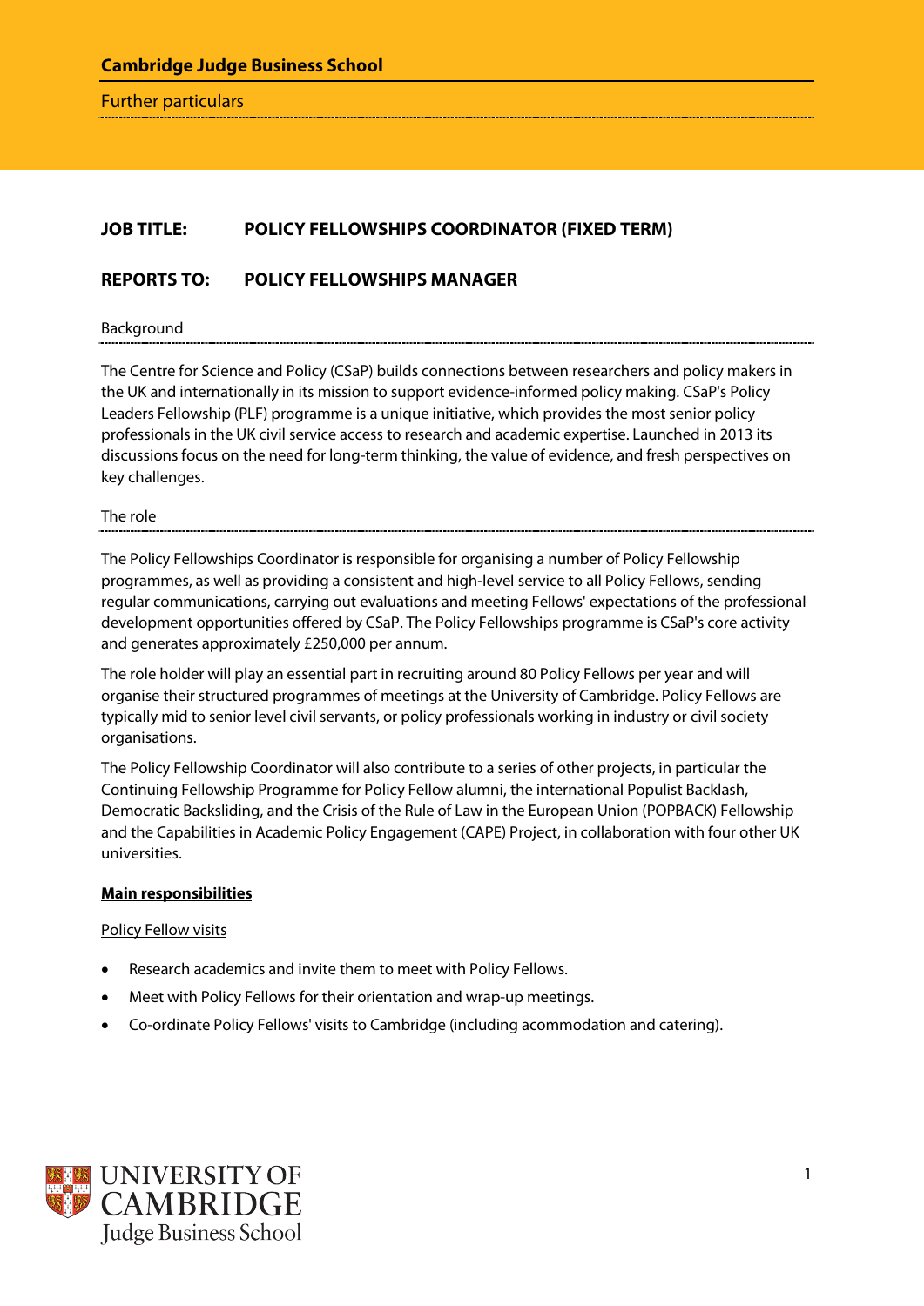**Cambridge Judge Business School**

Further particulars

**JOB TITLE:** **POLICY FELLOWSHIPS COORDINATOR (FIXED TERM)**

**REPORTS TO:** **POLICY FELLOWSHIPS MANAGER**

## Background

The Centre for Science and Policy (CSaP) builds connections between researchers and policy makers in the UK and internationally in its mission to support evidence-informed policy making. CSaP's Policy Leaders Fellowship (PLF) programme is a unique initiative, which provides the most senior policy professionals in the UK civil service access to research and academic expertise. Launched in 2013 its discussions focus on the need for long-term thinking, the value of evidence, and fresh perspectives on key challenges.

## The role

The Policy Fellowships Coordinator is responsible for organising a number of Policy Fellowship programmes, as well as providing a consistent and high-level service to all Policy Fellows, sending regular communications, carrying out evaluations and meeting Fellows' expectations of the professional development opportunities offered by CSaP. The Policy Fellowships programme is CSaP's core activity and generates approximately £250,000 per annum.

The role holder will play an essential part in recruiting around 80 Policy Fellows per year and will organise their structured programmes of meetings at the University of Cambridge. Policy Fellows are typically mid to senior level civil servants, or policy professionals working in industry or civil society organisations.

The Policy Fellowship Coordinator will also contribute to a series of other projects, in particular the Continuing Fellowship Programme for Policy Fellow alumni, the international Populist Backlash, Democratic Backsliding, and the Crisis of the Rule of Law in the European Union (POPBACK) Fellowship and the Capabilities in Academic Policy Engagement (CAPE) Project, in collaboration with four other UK universities.

### Main responsibilities

#### Policy Fellow visits

- Research academics and invite them to meet with Policy Fellows.
- Meet with Policy Fellows for their orientation and wrap-up meetings.
- Co-ordinate Policy Fellows' visits to Cambridge (including acommodation and catering).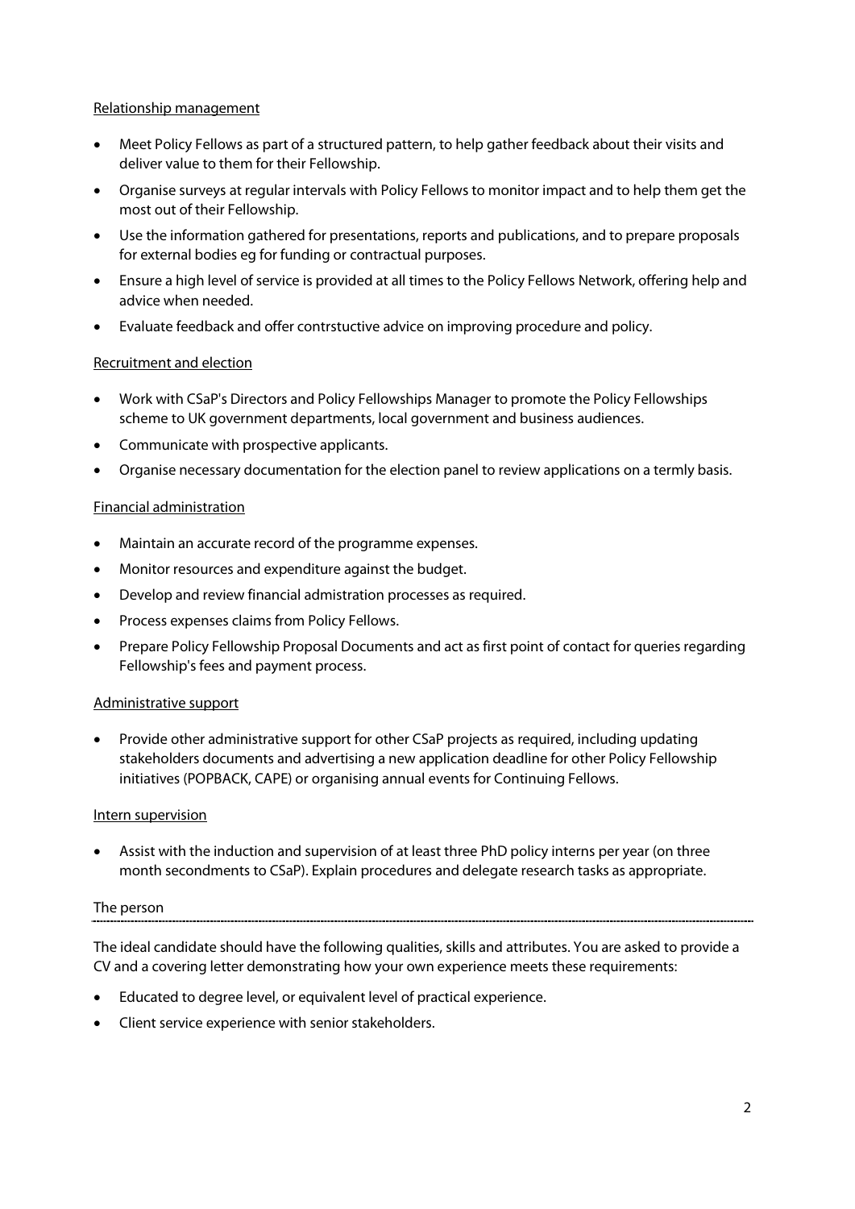Relationship management

- Meet Policy Fellows as part of a structured pattern, to help gather feedback about their visits and deliver value to them for their Fellowship.
- Organise surveys at regular intervals with Policy Fellows to monitor impact and to help them get the most out of their Fellowship.
- Use the information gathered for presentations, reports and publications, and to prepare proposals for external bodies eg for funding or contractual purposes.
- Ensure a high level of service is provided at all times to the Policy Fellows Network, offering help and advice when needed.
- Evaluate feedback and offer contrstuctive advice on improving procedure and policy.

Recruitment and election

- Work with CSaP's Directors and Policy Fellowships Manager to promote the Policy Fellowships scheme to UK government departments, local government and business audiences.
- Communicate with prospective applicants.
- Organise necessary documentation for the election panel to review applications on a termly basis.

Financial administration

- Maintain an accurate record of the programme expenses.
- Monitor resources and expenditure against the budget.
- Develop and review financial admistration processes as required.
- Process expenses claims from Policy Fellows.
- Prepare Policy Fellowship Proposal Documents and act as first point of contact for queries regarding Fellowship's fees and payment process.

Administrative support

- Provide other administrative support for other CSaP projects as required, including updating stakeholders documents and advertising a new application deadline for other Policy Fellowship initiatives (POPBACK, CAPE) or organising annual events for Continuing Fellows.

Intern supervision

- Assist with the induction and supervision of at least three PhD policy interns per year (on three month secondments to CSaP). Explain procedures and delegate research tasks as appropriate.

## The person

The ideal candidate should have the following qualities, skills and attributes. You are asked to provide a CV and a covering letter demonstrating how your own experience meets these requirements:

- Educated to degree level, or equivalent level of practical experience.
- Client service experience with senior stakeholders.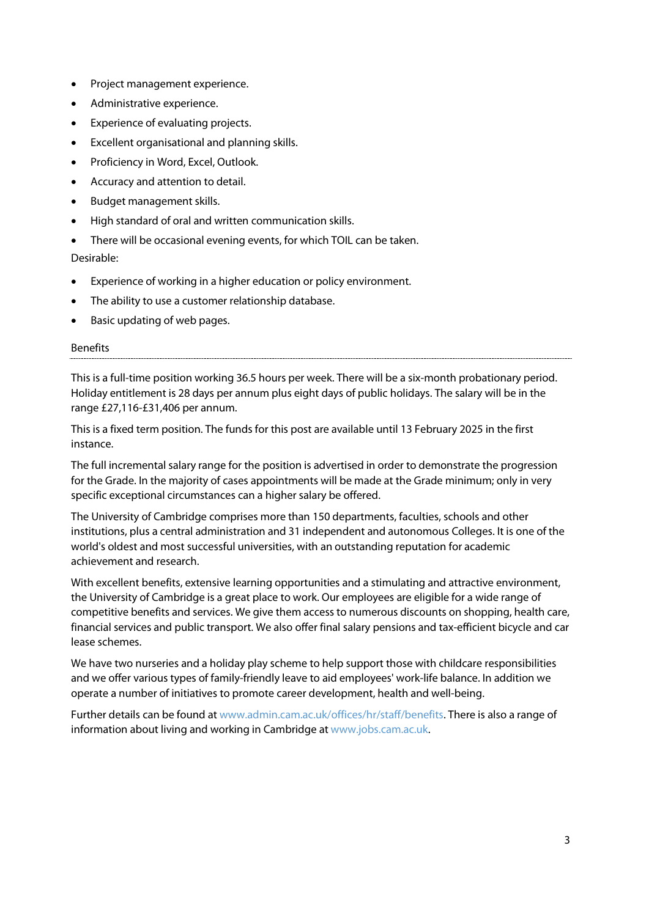- Project management experience.
- Administrative experience.
- Experience of evaluating projects.
- Excellent organisational and planning skills.
- Proficiency in Word, Excel, Outlook.
- Accuracy and attention to detail.
- Budget management skills.
- High standard of oral and written communication skills.
- There will be occasional evening events, for which TOIL can be taken.

Desirable:

- Experience of working in a higher education or policy environment.
- The ability to use a customer relationship database.
- Basic updating of web pages.

## Benefits

This is a full-time position working 36.5 hours per week. There will be a six-month probationary period. Holiday entitlement is 28 days per annum plus eight days of public holidays. The salary will be in the range £27,116-£31,406 per annum.

This is a fixed term position. The funds for this post are available until 13 February 2025 in the first instance.

The full incremental salary range for the position is advertised in order to demonstrate the progression for the Grade. In the majority of cases appointments will be made at the Grade minimum; only in very specific exceptional circumstances can a higher salary be offered.

The University of Cambridge comprises more than 150 departments, faculties, schools and other institutions, plus a central administration and 31 independent and autonomous Colleges. It is one of the world's oldest and most successful universities, with an outstanding reputation for academic achievement and research.

With excellent benefits, extensive learning opportunities and a stimulating and attractive environment, the University of Cambridge is a great place to work. Our employees are eligible for a wide range of competitive benefits and services. We give them access to numerous discounts on shopping, health care, financial services and public transport. We also offer final salary pensions and tax-efficient bicycle and car lease schemes.

We have two nurseries and a holiday play scheme to help support those with childcare responsibilities and we offer various types of family-friendly leave to aid employees' work-life balance. In addition we operate a number of initiatives to promote career development, health and well-being.

Further details can be found at www.admin.cam.ac.uk/offices/hr/staff/benefits. There is also a range of information about living and working in Cambridge at www.jobs.cam.ac.uk.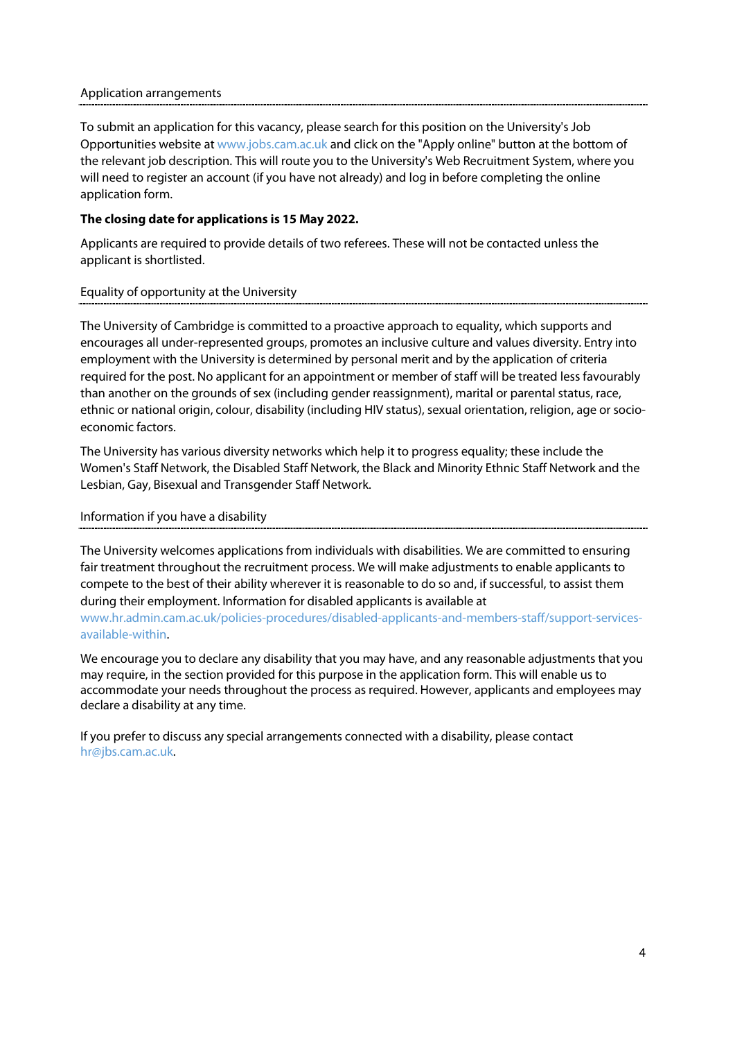## Application arrangements

To submit an application for this vacancy, please search for this position on the University's Job Opportunities website at www.jobs.cam.ac.uk and click on the "Apply online" button at the bottom of the relevant job description. This will route you to the University's Web Recruitment System, where you will need to register an account (if you have not already) and log in before completing the online application form.

**The closing date for applications is 15 May 2022.**

Applicants are required to provide details of two referees. These will not be contacted unless the applicant is shortlisted.

## Equality of opportunity at the University

The University of Cambridge is committed to a proactive approach to equality, which supports and encourages all under-represented groups, promotes an inclusive culture and values diversity. Entry into employment with the University is determined by personal merit and by the application of criteria required for the post. No applicant for an appointment or member of staff will be treated less favourably than another on the grounds of sex (including gender reassignment), marital or parental status, race, ethnic or national origin, colour, disability (including HIV status), sexual orientation, religion, age or socio-economic factors.

The University has various diversity networks which help it to progress equality; these include the Women's Staff Network, the Disabled Staff Network, the Black and Minority Ethnic Staff Network and the Lesbian, Gay, Bisexual and Transgender Staff Network.

## Information if you have a disability

The University welcomes applications from individuals with disabilities. We are committed to ensuring fair treatment throughout the recruitment process. We will make adjustments to enable applicants to compete to the best of their ability wherever it is reasonable to do so and, if successful, to assist them during their employment. Information for disabled applicants is available at www.hr.admin.cam.ac.uk/policies-procedures/disabled-applicants-and-members-staff/support-services-available-within.

We encourage you to declare any disability that you may have, and any reasonable adjustments that you may require, in the section provided for this purpose in the application form. This will enable us to accommodate your needs throughout the process as required. However, applicants and employees may declare a disability at any time.

If you prefer to discuss any special arrangements connected with a disability, please contact hr@jbs.cam.ac.uk.